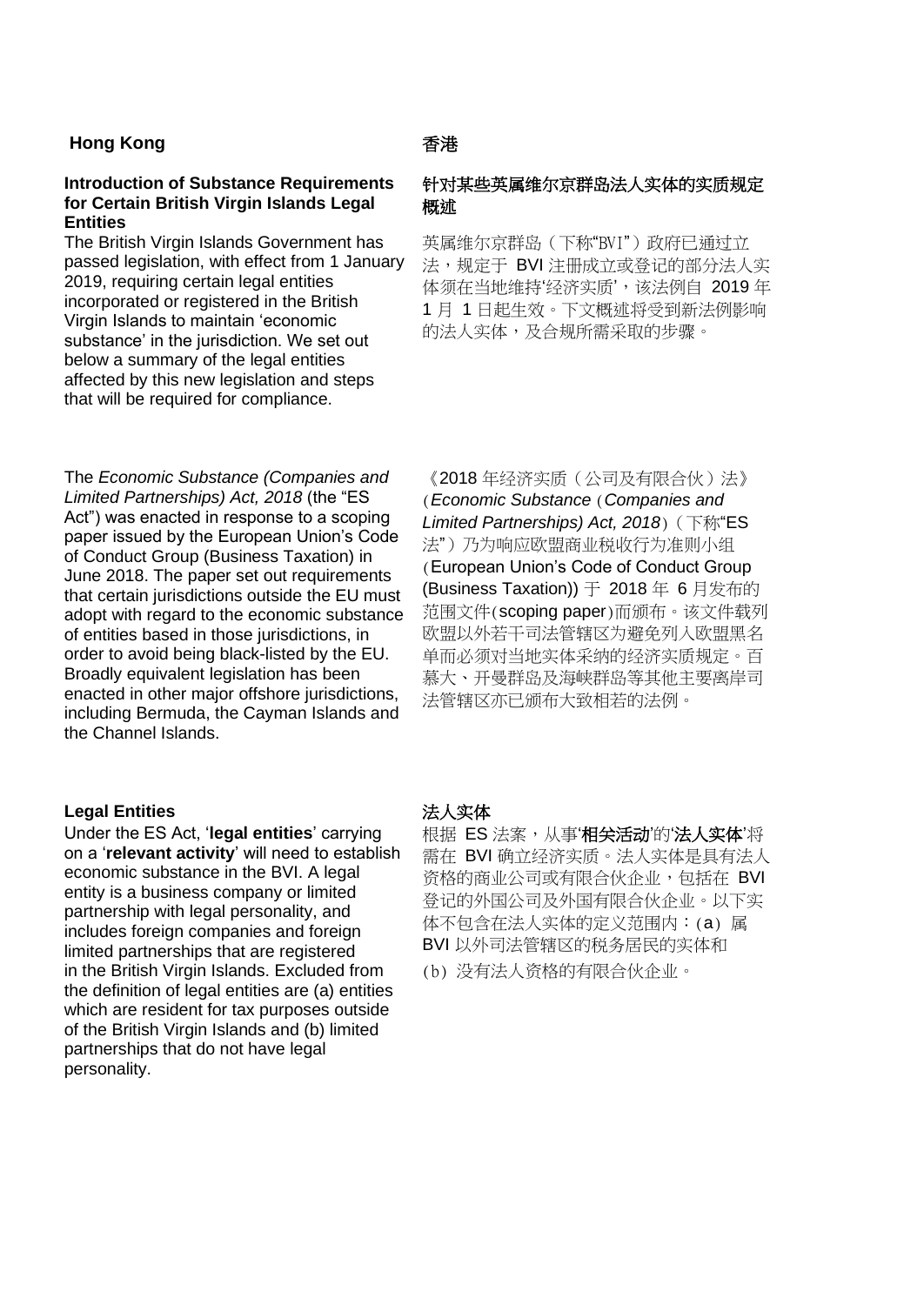## Hong Kong

### Introduction of Substance Requirements for Certain British Virgin Islands Legal Entities

The British Virgin Islands Government has passed legislation, with effect from 1 January 2019, requiring certain legal entities incorporated or registered in the British Virgin Islands to maintain 'economic substance' in the jurisdiction. We set out below a summary of the legal entities affected by this new legislation and steps that will be required for compliance.

The *Economic Substance (Companies and Limited Partnerships) Act, 2018* (the "ES Act") was enacted in response to a scoping paper issued by the European Union's Code of Conduct Group (Business Taxation) in June 2018. The paper set out requirements that certain jurisdictions outside the EU must adopt with regard to the economic substance of entities based in those jurisdictions, in order to avoid being black-listed by the EU. Broadly equivalent legislation has been enacted in other major offshore jurisdictions, including Bermuda, the Cayman Islands and the Channel Islands.

### Legal Entities

Under the ES Act, '**legal entities**' carrying on a '**relevant activity**' will need to establish economic substance in the BVI. A legal entity is a business company or limited partnership with legal personality, and includes foreign companies and foreign limited partnerships that are registered in the British Virgin Islands. Excluded from the definition of legal entities are (a) entities which are resident for tax purposes outside of the British Virgin Islands and (b) limited partnerships that do not have legal personality.

## 香港

### 针对某些英属维尔京群岛法人实体的实质规定概述

英属维尔京群岛（下称"BVI"）政府已通过立法，规定于 BVI 注册成立或登记的部分法人实体须在当地维持'经济实质'，该法例自 2019 年 1 月 1 日起生效。下文概述将受到新法例影响的法人实体，及合规所需采取的步骤。

《2018 年经济实质（公司及有限合伙）法》（*Economic Substance*（*Companies and Limited Partnerships) Act, 2018*）（下称"ES 法"）乃为响应欧盟商业税收行为准则小组（European Union's Code of Conduct Group (Business Taxation)) 于 2018 年 6 月发布的范围文件(scoping paper)而颁布。该文件载列欧盟以外若干司法管辖区为避免列入欧盟黑名单而必须对当地实体采纳的经济实质规定。百慕大、开曼群岛及海峡群岛等其他主要离岸司法管辖区亦已颁布大致相若的法例。

### 法人实体

根据 ES 法案，从事'**相关活动**'的'**法人实体**'将需在 BVI 确立经济实质。法人实体是具有法人资格的商业公司或有限合伙企业，包括在 BVI 登记的外国公司及外国有限合伙企业。以下实体不包含在法人实体的定义范围内：(a) 属 BVI 以外司法管辖区的税务居民的实体和 (b) 没有法人资格的有限合伙企业。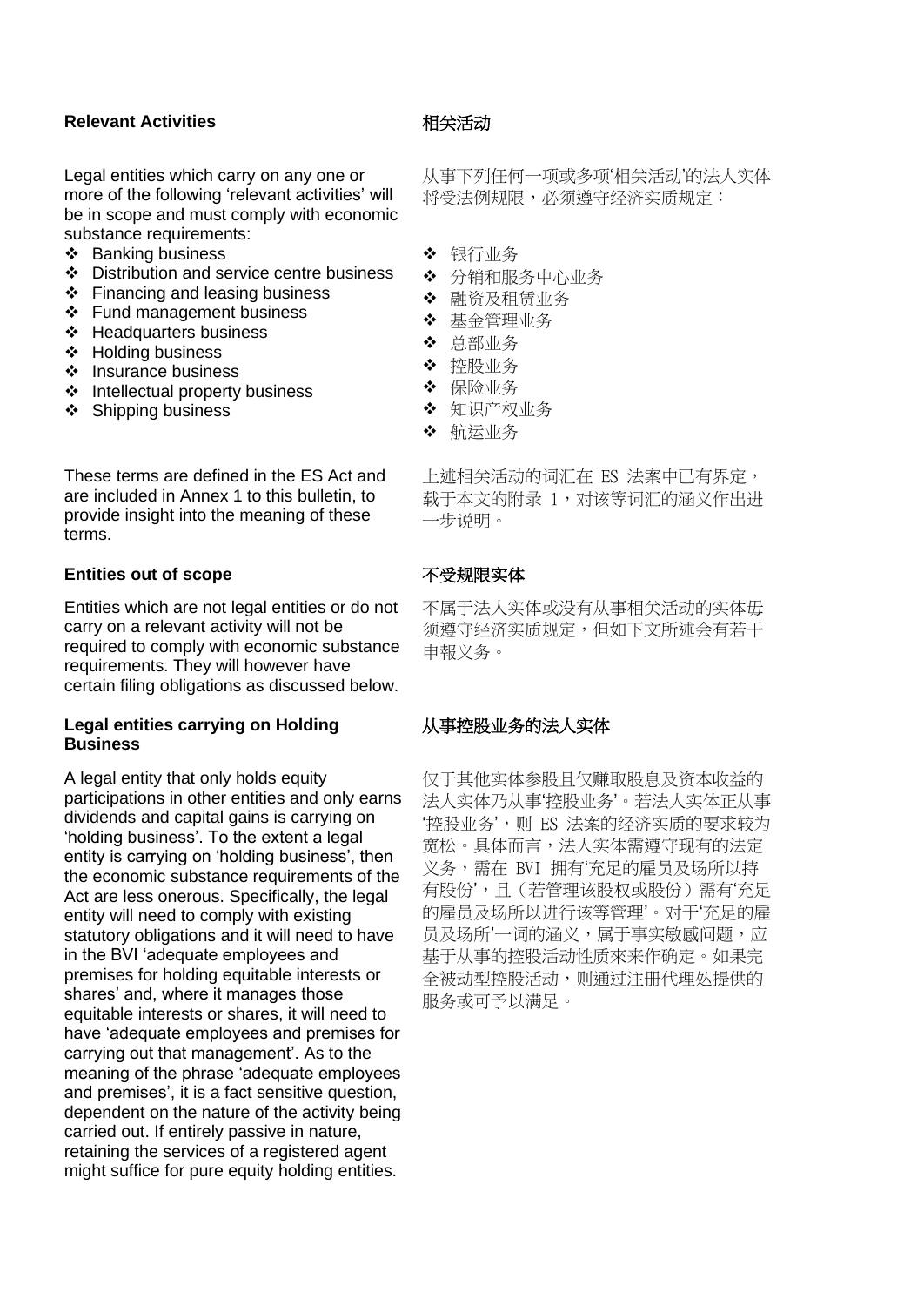### Relevant Activities

Legal entities which carry on any one or more of the following 'relevant activities' will be in scope and must comply with economic substance requirements:

- ❖ Banking business
- ❖ Distribution and service centre business
- ❖ Financing and leasing business
- ❖ Fund management business
- ❖ Headquarters business
- ❖ Holding business
- ❖ Insurance business
- ❖ Intellectual property business
- ❖ Shipping business

These terms are defined in the ES Act and are included in Annex 1 to this bulletin, to provide insight into the meaning of these terms.

### Entities out of scope

Entities which are not legal entities or do not carry on a relevant activity will not be required to comply with economic substance requirements. They will however have certain filing obligations as discussed below.

### Legal entities carrying on Holding Business

A legal entity that only holds equity participations in other entities and only earns dividends and capital gains is carrying on 'holding business'. To the extent a legal entity is carrying on 'holding business', then the economic substance requirements of the Act are less onerous. Specifically, the legal entity will need to comply with existing statutory obligations and it will need to have in the BVI 'adequate employees and premises for holding equitable interests or shares' and, where it manages those equitable interests or shares, it will need to have 'adequate employees and premises for carrying out that management'. As to the meaning of the phrase 'adequate employees and premises', it is a fact sensitive question, dependent on the nature of the activity being carried out. If entirely passive in nature, retaining the services of a registered agent might suffice for pure equity holding entities.

### 相关活动

从事下列任何一项或多项'相关活动'的法人实体将受法例规限，必须遵守经济实质规定：

- ❖ 银行业务
- ❖ 分销和服务中心业务
- ❖ 融资及租赁业务
- ❖ 基金管理业务
- ❖ 总部业务
- ❖ 控股业务
- ❖ 保险业务
- ❖ 知识产权业务
- ❖ 航运业务

上述相关活动的词汇在 ES 法案中已有界定，载于本文的附录 1，对该等词汇的涵义作出进一步说明。

### 不受规限实体

不属于法人实体或没有从事相关活动的实体毋须遵守经济实质规定，但如下文所述会有若干申报义务。

### 从事控股业务的法人实体

仅于其他实体参股且仅赚取股息及资本收益的法人实体乃从事'控股业务'。若法人实体正从事'控股业务'，则 ES 法案的经济实质的要求较为宽松。具体而言，法人实体需遵守现有的法定义务，需在 BVI 拥有'充足的雇员及场所以持有股份'，且（若管理该股权或股份）需有'充足的雇员及场所以进行该等管理'。对于'充足的雇员及场所'一词的涵义，属于事实敏感问题，应基于从事的控股活动性质來来作确定。如果完全被动型控股活动，则通过注册代理处提供的服务或可予以满足。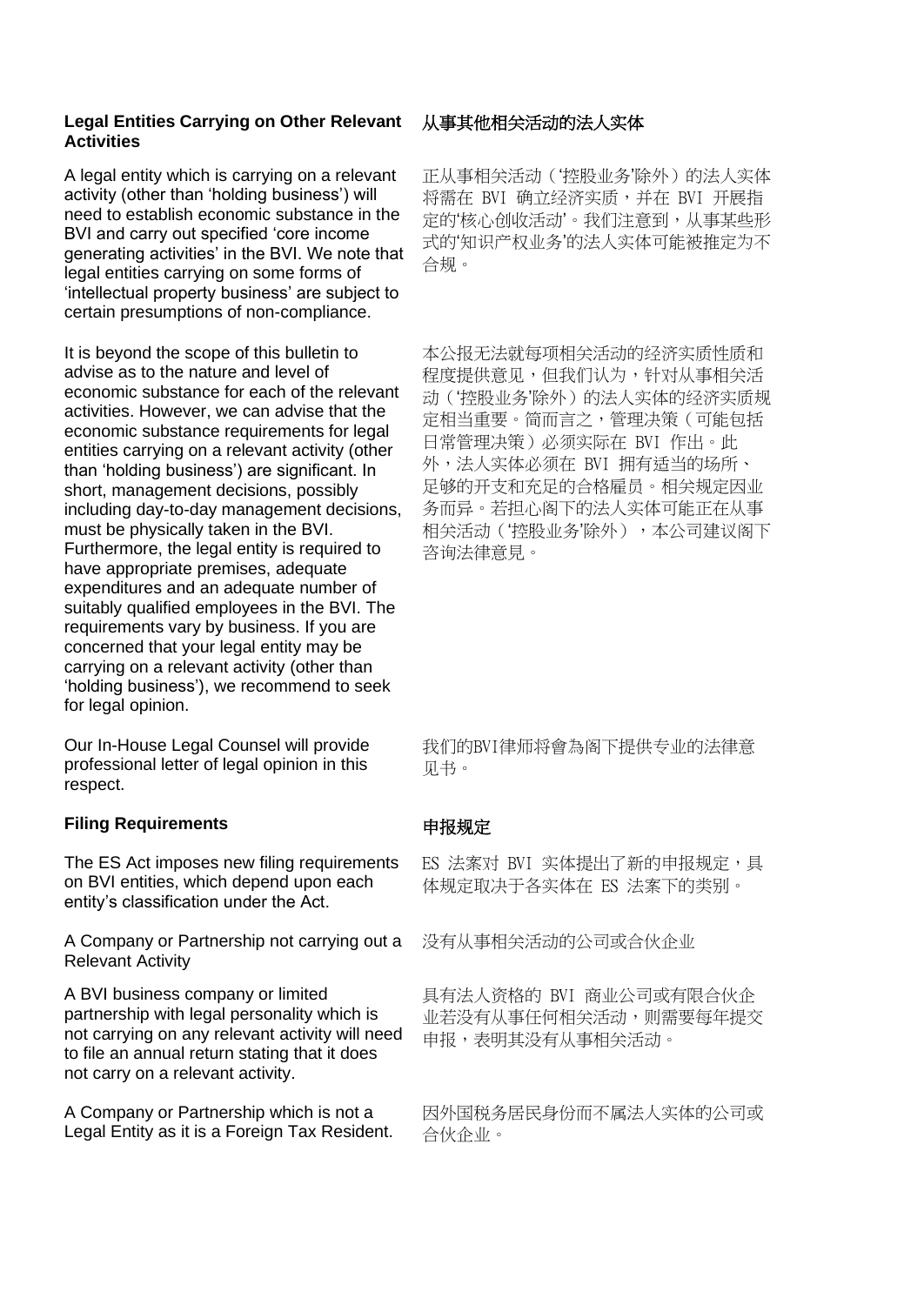### Legal Entities Carrying on Other Relevant Activities

### 从事其他相关活动的法人实体

A legal entity which is carrying on a relevant activity (other than 'holding business') will need to establish economic substance in the BVI and carry out specified 'core income generating activities' in the BVI. We note that legal entities carrying on some forms of 'intellectual property business' are subject to certain presumptions of non-compliance.

正从事相关活动（'控股业务'除外）的法人实体将需在 BVI 确立经济实质，并在 BVI 开展指定的'核心创收活动'。我们注意到，从事某些形式的'知识产权业务'的法人实体可能被推定为不合规。

It is beyond the scope of this bulletin to advise as to the nature and level of economic substance for each of the relevant activities. However, we can advise that the economic substance requirements for legal entities carrying on a relevant activity (other than 'holding business') are significant. In short, management decisions, possibly including day-to-day management decisions, must be physically taken in the BVI. Furthermore, the legal entity is required to have appropriate premises, adequate expenditures and an adequate number of suitably qualified employees in the BVI. The requirements vary by business. If you are concerned that your legal entity may be carrying on a relevant activity (other than 'holding business'), we recommend to seek for legal opinion.

本公报无法就每项相关活动的经济实质性质和程度提供意见，但我们认为，针对从事相关活动（'控股业务'除外）的法人实体的经济实质规定相当重要。简而言之，管理决策（可能包括日常管理决策）必须实际在 BVI 作出。此外，法人实体必须在 BVI 拥有适当的场所、足够的开支和充足的合格雇员。相关规定因业务而异。若担心阁下的法人实体可能正在从事相关活动（'控股业务'除外），本公司建议阁下咨询法律意見。

Our In-House Legal Counsel will provide professional letter of legal opinion in this respect.

我们的BVI律师将會為阁下提供专业的法律意见书。

### Filing Requirements

### 申报规定

The ES Act imposes new filing requirements on BVI entities, which depend upon each entity's classification under the Act.

ES 法案对 BVI 实体提出了新的申报规定，具体规定取决于各实体在 ES 法案下的类别。

A Company or Partnership not carrying out a Relevant Activity

没有从事相关活动的公司或合伙企业

A BVI business company or limited partnership with legal personality which is not carrying on any relevant activity will need to file an annual return stating that it does not carry on a relevant activity.

具有法人资格的 BVI 商业公司或有限合伙企业若没有从事任何相关活动，则需要每年提交申报，表明其没有从事相关活动。

A Company or Partnership which is not a Legal Entity as it is a Foreign Tax Resident.

因外国税务居民身份而不属法人实体的公司或合伙企业。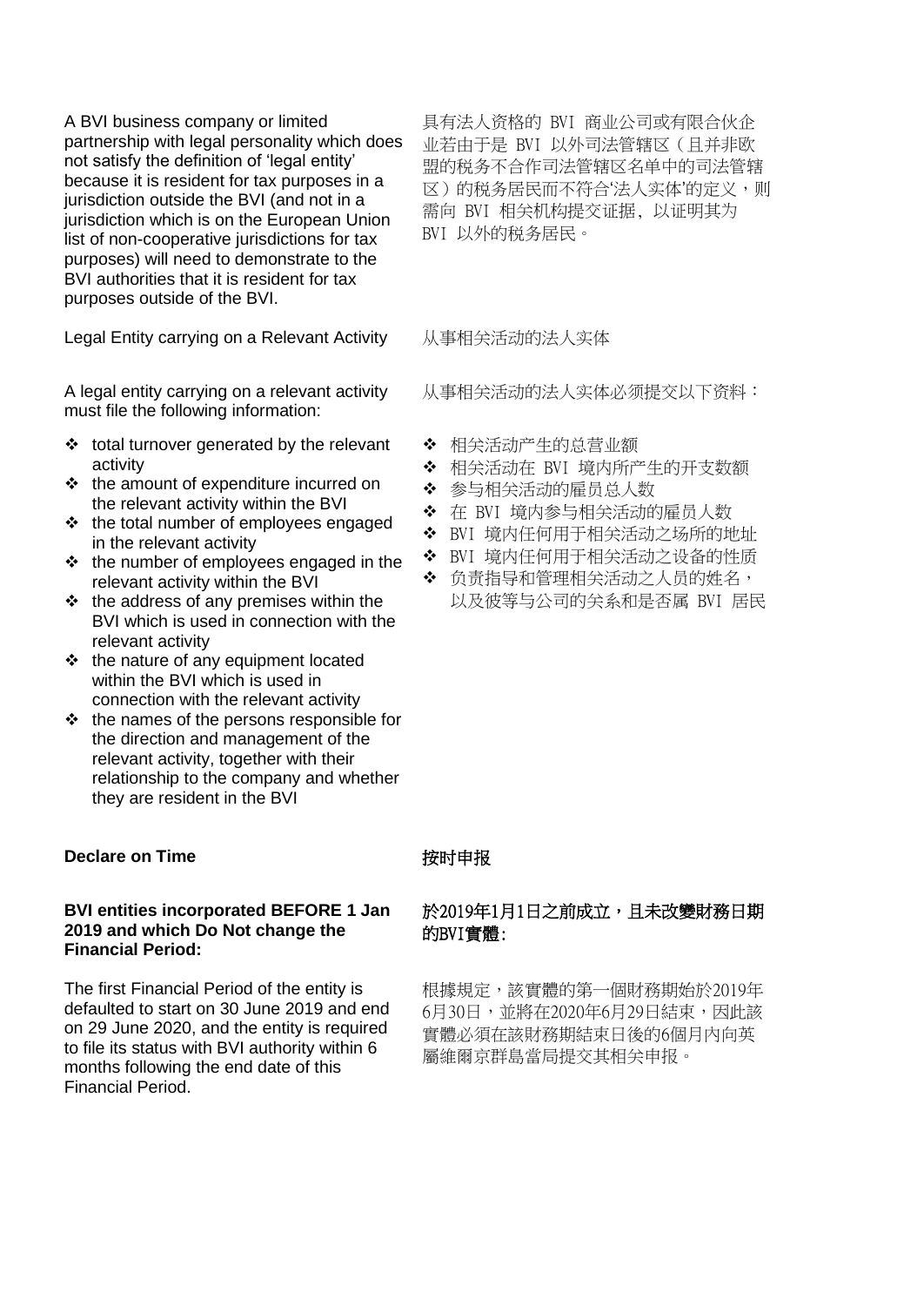A BVI business company or limited partnership with legal personality which does not satisfy the definition of 'legal entity' because it is resident for tax purposes in a jurisdiction outside the BVI (and not in a jurisdiction which is on the European Union list of non-cooperative jurisdictions for tax purposes) will need to demonstrate to the BVI authorities that it is resident for tax purposes outside of the BVI.

具有法人资格的 BVI 商业公司或有限合伙企业若由于是 BVI 以外司法管辖区（且并非欧盟的税务不合作司法管辖区名单中的司法管辖区）的税务居民而不符合'法人实体'的定义，则需向 BVI 相关机构提交证据，以证明其为 BVI 以外的税务居民。

Legal Entity carrying on a Relevant Activity

从事相关活动的法人实体

A legal entity carrying on a relevant activity must file the following information:

- ❖ total turnover generated by the relevant activity
- ❖ the amount of expenditure incurred on the relevant activity within the BVI
- ❖ the total number of employees engaged in the relevant activity
- ❖ the number of employees engaged in the relevant activity within the BVI
- ❖ the address of any premises within the BVI which is used in connection with the relevant activity
- ❖ the nature of any equipment located within the BVI which is used in connection with the relevant activity
- ❖ the names of the persons responsible for the direction and management of the relevant activity, together with their relationship to the company and whether they are resident in the BVI

从事相关活动的法人实体必须提交以下资料：

- ❖ 相关活动产生的总营业额
- ❖ 相关活动在 BVI 境内所产生的开支数额
- ❖ 参与相关活动的雇员总人数
- ❖ 在 BVI 境内参与相关活动的雇员人数
- ❖ BVI 境内任何用于相关活动之场所的地址
- ❖ BVI 境内任何用于相关活动之设备的性质
- ❖ 负责指导和管理相关活动之人员的姓名，以及彼等与公司的关系和是否属 BVI 居民

**Declare on Time**

**按时申报**

**BVI entities incorporated BEFORE 1 Jan 2019 and which Do Not change the Financial Period:**

**於2019年1月1日之前成立，且未改變財務日期的BVI實體:**

The first Financial Period of the entity is defaulted to start on 30 June 2019 and end on 29 June 2020, and the entity is required to file its status with BVI authority within 6 months following the end date of this Financial Period.

根據規定，該實體的第一個財務期始於2019年6月30日，並將在2020年6月29日結束，因此該實體必須在該財務期結束日後的6個月內向英屬維爾京群島當局提交其相关申报。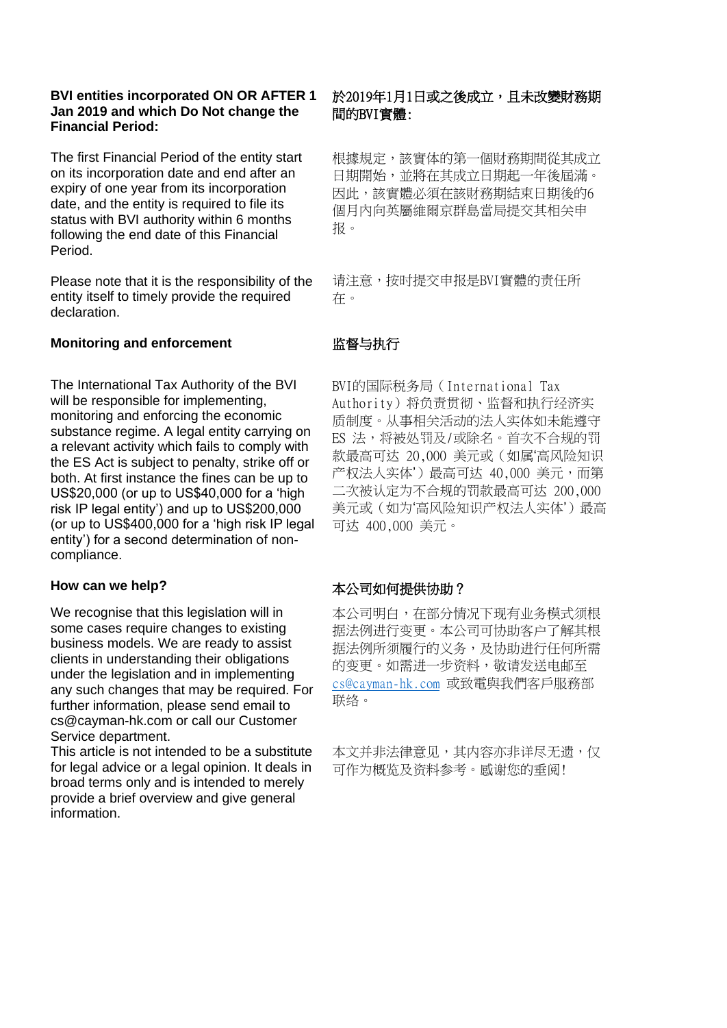**BVI entities incorporated ON OR AFTER 1 Jan 2019 and which Do Not change the Financial Period:**

The first Financial Period of the entity start on its incorporation date and end after an expiry of one year from its incorporation date, and the entity is required to file its status with BVI authority within 6 months following the end date of this Financial Period.

Please note that it is the responsibility of the entity itself to timely provide the required declaration.

**於2019年1月1日或之後成立，且未改變財務期間的BVI實體:**

根據規定，該實体的第一個財務期間從其成立日期開始，並將在其成立日期起一年後屆滿。因此，該實體必須在該財務期結束日期後的6個月內向英屬維爾京群島當局提交其相关申报。

请注意，按时提交申报是BVI實體的责任所在。

### Monitoring and enforcement

The International Tax Authority of the BVI will be responsible for implementing, monitoring and enforcing the economic substance regime. A legal entity carrying on a relevant activity which fails to comply with the ES Act is subject to penalty, strike off or both. At first instance the fines can be up to US$20,000 (or up to US$40,000 for a 'high risk IP legal entity') and up to US$200,000 (or up to US$400,000 for a 'high risk IP legal entity') for a second determination of non-compliance.

### 监督与执行

BVI的国际税务局（International Tax Authority）将负责贯彻、监督和执行经济实质制度。从事相关活动的法人实体如未能遵守 ES 法，将被处罚及/或除名。首次不合规的罚款最高可达 20,000 美元或（如属'高风险知识产权法人实体'）最高可达 40,000 美元，而第二次被认定为不合规的罚款最高可达 200,000 美元或（如为'高风险知识产权法人实体'）最高可达 400,000 美元。

### How can we help?

We recognise that this legislation will in some cases require changes to existing business models. We are ready to assist clients in understanding their obligations under the legislation and in implementing any such changes that may be required. For further information, please send email to cs@cayman-hk.com or call our Customer Service department.

This article is not intended to be a substitute for legal advice or a legal opinion. It deals in broad terms only and is intended to merely provide a brief overview and give general information.

### 本公司如何提供协助？

本公司明白，在部分情况下现有业务模式须根据法例进行变更。本公司可协助客户了解其根据法例所须履行的义务，及协助进行任何所需的变更。如需进一步资料，敬请发送电邮至 cs@cayman-hk.com 或致電與我們客戶服務部联络。

本文并非法律意见，其内容亦非详尽无遗，仅可作为概览及资料参考。感谢您的垂阅！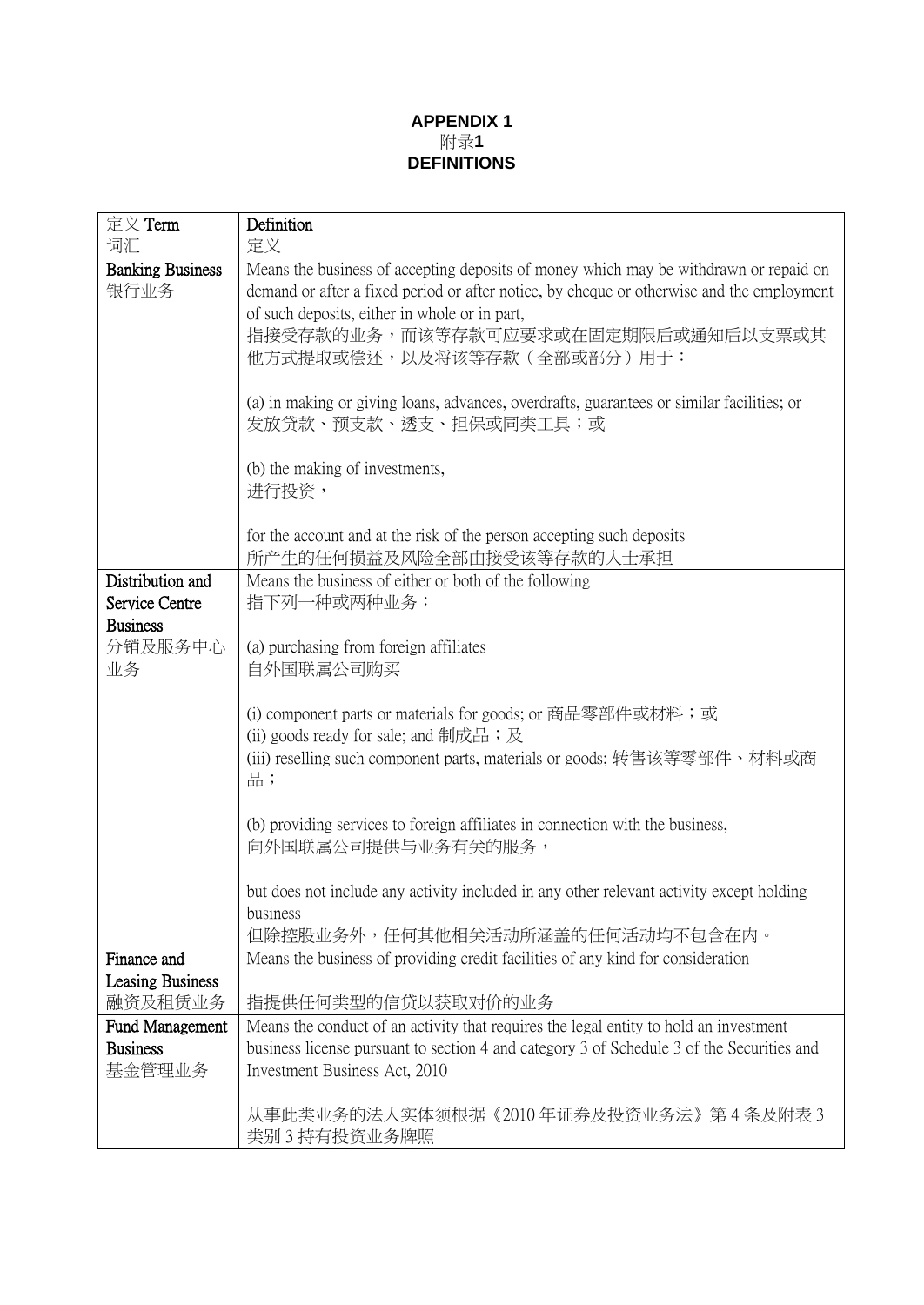**APPENDIX 1**
附录**1**
**DEFINITIONS**

| 定义 Term<br>词汇 | Definition<br>定义 |
|---|---|
| Banking Business<br>银行业务 | Means the business of accepting deposits of money which may be withdrawn or repaid on demand or after a fixed period or after notice, by cheque or otherwise and the employment of such deposits, either in whole or in part,<br>指接受存款的业务，而该等存款可应要求或在固定期限后或通知后以支票或其他方式提取或偿还，以及将该等存款（全部或部分）用于：<br><br>(a) in making or giving loans, advances, overdrafts, guarantees or similar facilities; or<br>发放贷款、预支款、透支、担保或同类工具；或<br><br>(b) the making of investments,<br>进行投资，<br><br>for the account and at the risk of the person accepting such deposits<br>所产生的任何损益及风险全部由接受该等存款的人士承担 |
| Distribution and Service Centre Business<br>分销及服务中心业务 | Means the business of either or both of the following<br>指下列一种或两种业务：<br><br>(a) purchasing from foreign affiliates<br>自外国联属公司购买<br><br>(i) component parts or materials for goods; or 商品零部件或材料；或<br>(ii) goods ready for sale; and 制成品；及<br>(iii) reselling such component parts, materials or goods; 转售该等零部件、材料或商品；<br><br>(b) providing services to foreign affiliates in connection with the business,<br>向外国联属公司提供与业务有关的服务，<br><br>but does not include any activity included in any other relevant activity except holding business<br>但除控股业务外，任何其他相关活动所涵盖的任何活动均不包含在内。 |
| Finance and Leasing Business<br>融资及租赁业务 | Means the business of providing credit facilities of any kind for consideration<br><br>指提供任何类型的信贷以获取对价的业务 |
| Fund Management Business<br>基金管理业务 | Means the conduct of an activity that requires the legal entity to hold an investment business license pursuant to section 4 and category 3 of Schedule 3 of the Securities and Investment Business Act, 2010<br><br>从事此类业务的法人实体须根据《2010 年证券及投资业务法》第 4 条及附表 3 类别 3 持有投资业务牌照 |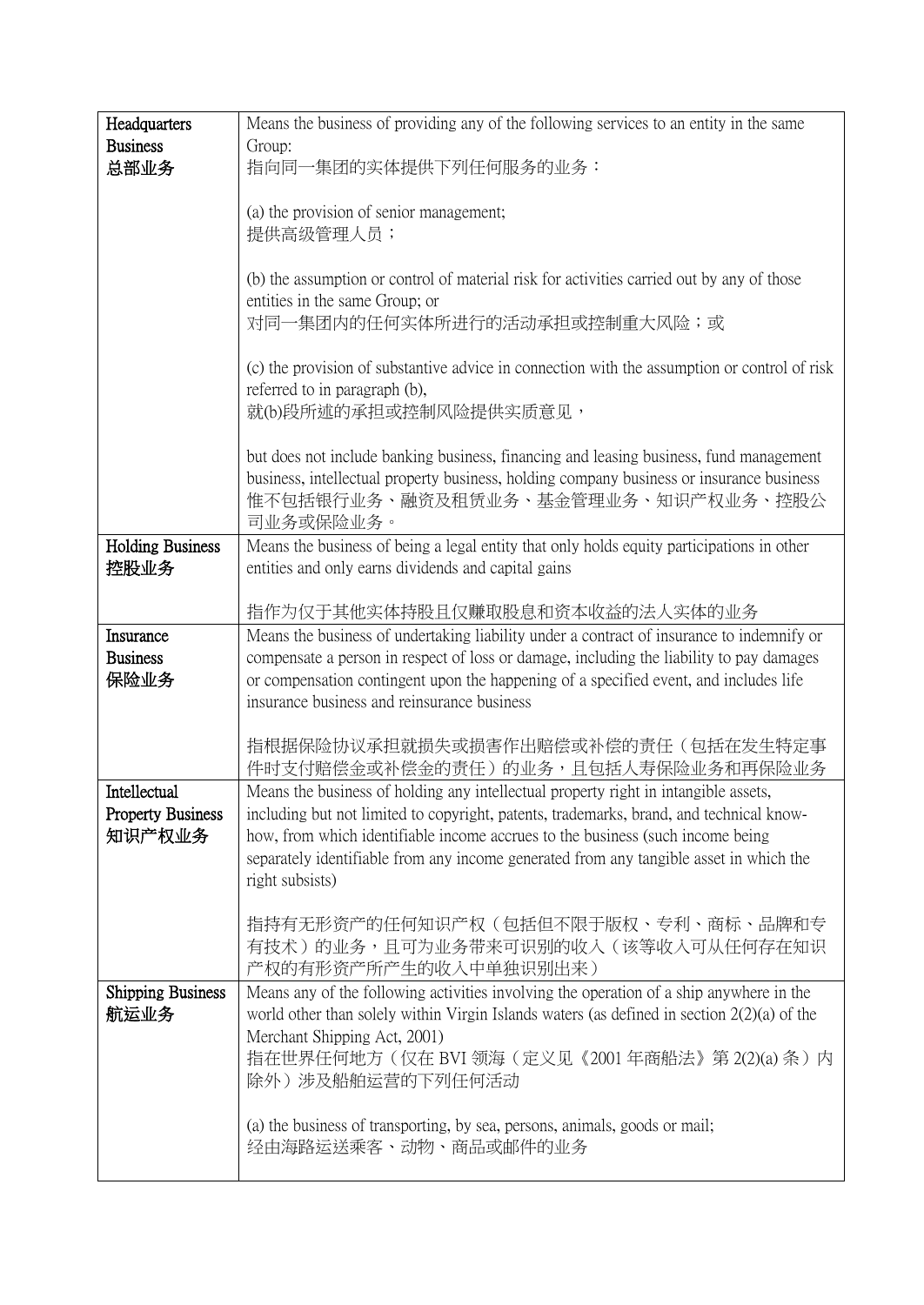| | |
|---|---|
| Headquarters Business<br>总部业务 | Means the business of providing any of the following services to an entity in the same Group:<br>指向同一集团的实体提供下列任何服务的业务：<br><br>(a) the provision of senior management;<br>提供高级管理人员；<br><br>(b) the assumption or control of material risk for activities carried out by any of those entities in the same Group; or<br>对同一集团内的任何实体所进行的活动承担或控制重大风险；或<br><br>(c) the provision of substantive advice in connection with the assumption or control of risk referred to in paragraph (b),<br>就(b)段所述的承担或控制风险提供实质意见，<br><br>but does not include banking business, financing and leasing business, fund management business, intellectual property business, holding company business or insurance business<br>惟不包括银行业务、融资及租赁业务、基金管理业务、知识产权业务、控股公司业务或保险业务。 |
| Holding Business<br>控股业务 | Means the business of being a legal entity that only holds equity participations in other entities and only earns dividends and capital gains<br><br>指作为仅于其他实体持股且仅赚取股息和资本收益的法人实体的业务 |
| Insurance Business<br>保险业务 | Means the business of undertaking liability under a contract of insurance to indemnify or compensate a person in respect of loss or damage, including the liability to pay damages or compensation contingent upon the happening of a specified event, and includes life insurance business and reinsurance business<br><br>指根据保险协议承担就损失或损害作出赔偿或补偿的责任（包括在发生特定事件时支付赔偿金或补偿金的责任）的业务，且包括人寿保险业务和再保险业务 |
| Intellectual Property Business<br>知识产权业务 | Means the business of holding any intellectual property right in intangible assets, including but not limited to copyright, patents, trademarks, brand, and technical know-how, from which identifiable income accrues to the business (such income being separately identifiable from any income generated from any tangible asset in which the right subsists)<br><br>指持有无形资产的任何知识产权（包括但不限于版权、专利、商标、品牌和专有技术）的业务，且可为业务带来可识别的收入（该等收入可从任何存在知识产权的有形资产所产生的收入中单独识别出来） |
| Shipping Business<br>航运业务 | Means any of the following activities involving the operation of a ship anywhere in the world other than solely within Virgin Islands waters (as defined in section 2(2)(a) of the Merchant Shipping Act, 2001)<br>指在世界任何地方（仅在 BVI 领海（定义见《2001 年商船法》第 2(2)(a) 条）内除外）涉及船舶运营的下列任何活动<br><br>(a) the business of transporting, by sea, persons, animals, goods or mail;<br>经由海路运送乘客、动物、商品或邮件的业务 |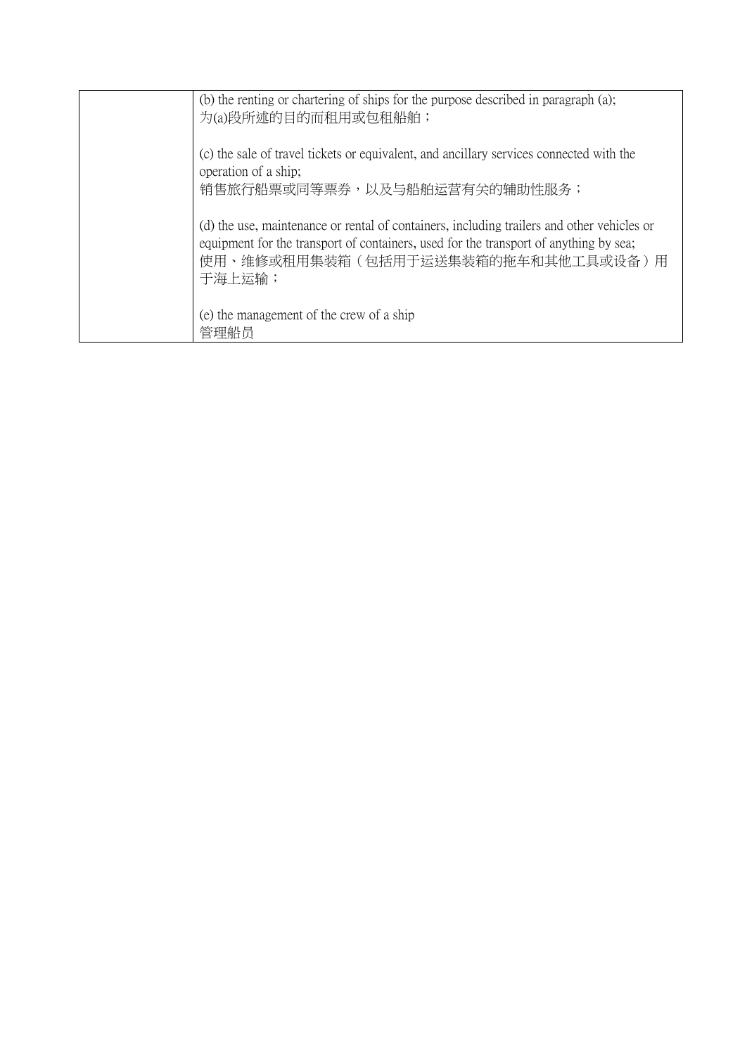| | |
|---|---|
| | (b) the renting or chartering of ships for the purpose described in paragraph (a);<br>为(a)段所述的目的而租用或包租船舶；<br><br>(c) the sale of travel tickets or equivalent, and ancillary services connected with the operation of a ship;<br>销售旅行船票或同等票券，以及与船舶运营有关的辅助性服务；<br><br>(d) the use, maintenance or rental of containers, including trailers and other vehicles or equipment for the transport of containers, used for the transport of anything by sea;<br>使用、维修或租用集装箱（包括用于运送集装箱的拖车和其他工具或设备）用于海上运输；<br><br>(e) the management of the crew of a ship<br>管理船员 |